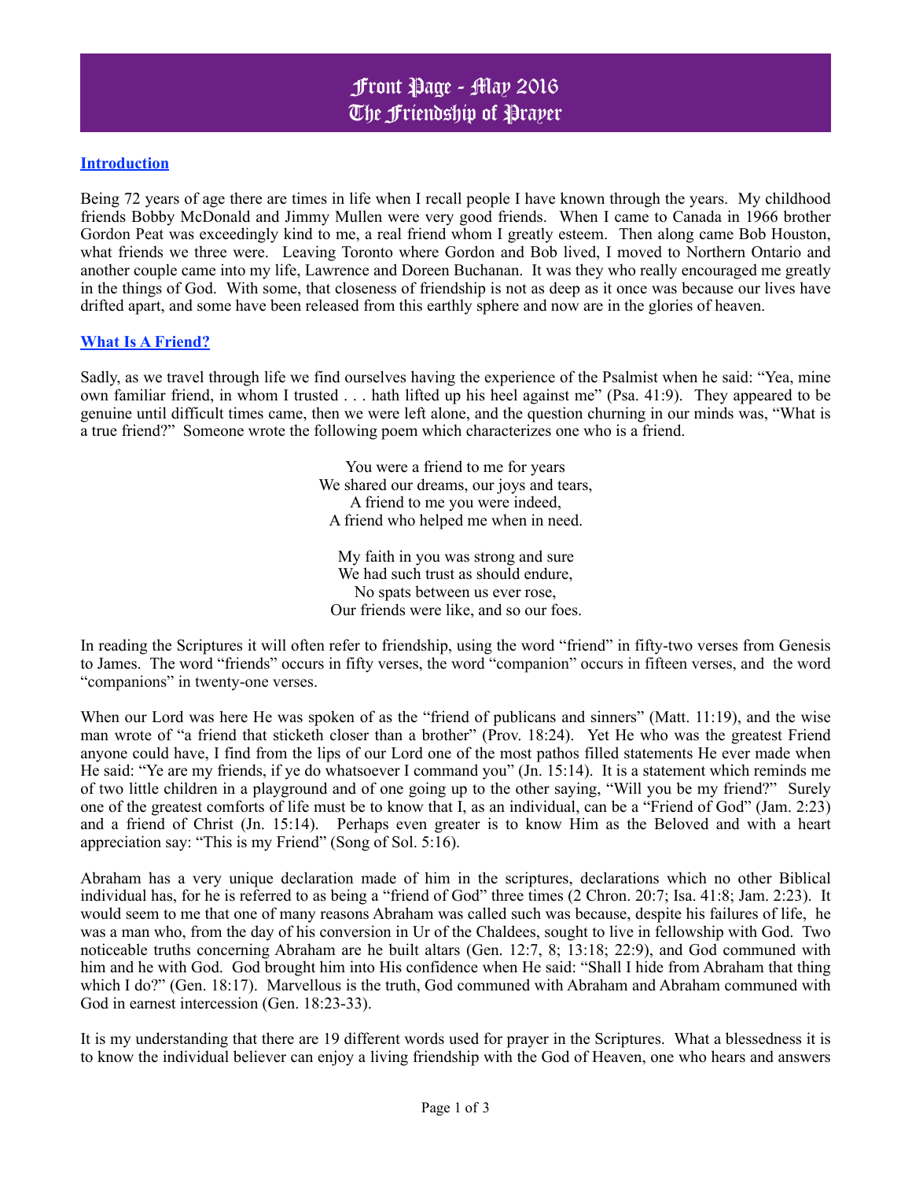# Front Page - May 2016
# The Friendship of Prayer

## Introduction

Being 72 years of age there are times in life when I recall people I have known through the years. My childhood friends Bobby McDonald and Jimmy Mullen were very good friends. When I came to Canada in 1966 brother Gordon Peat was exceedingly kind to me, a real friend whom I greatly esteem. Then along came Bob Houston, what friends we three were. Leaving Toronto where Gordon and Bob lived, I moved to Northern Ontario and another couple came into my life, Lawrence and Doreen Buchanan. It was they who really encouraged me greatly in the things of God. With some, that closeness of friendship is not as deep as it once was because our lives have drifted apart, and some have been released from this earthly sphere and now are in the glories of heaven.

## What Is A Friend?

Sadly, as we travel through life we find ourselves having the experience of the Psalmist when he said: "Yea, mine own familiar friend, in whom I trusted . . . hath lifted up his heel against me" (Psa. 41:9). They appeared to be genuine until difficult times came, then we were left alone, and the question churning in our minds was, "What is a true friend?" Someone wrote the following poem which characterizes one who is a friend.

You were a friend to me for years  
We shared our dreams, our joys and tears,  
A friend to me you were indeed,  
A friend who helped me when in need.

My faith in you was strong and sure  
We had such trust as should endure,  
No spats between us ever rose,  
Our friends were like, and so our foes.

In reading the Scriptures it will often refer to friendship, using the word "friend" in fifty-two verses from Genesis to James. The word "friends" occurs in fifty verses, the word "companion" occurs in fifteen verses, and the word "companions" in twenty-one verses.

When our Lord was here He was spoken of as the "friend of publicans and sinners" (Matt. 11:19), and the wise man wrote of "a friend that sticketh closer than a brother" (Prov. 18:24). Yet He who was the greatest Friend anyone could have, I find from the lips of our Lord one of the most pathos filled statements He ever made when He said: "Ye are my friends, if ye do whatsoever I command you" (Jn. 15:14). It is a statement which reminds me of two little children in a playground and of one going up to the other saying, "Will you be my friend?" Surely one of the greatest comforts of life must be to know that I, as an individual, can be a "Friend of God" (Jam. 2:23) and a friend of Christ (Jn. 15:14). Perhaps even greater is to know Him as the Beloved and with a heart appreciation say: "This is my Friend" (Song of Sol. 5:16).

Abraham has a very unique declaration made of him in the scriptures, declarations which no other Biblical individual has, for he is referred to as being a "friend of God" three times (2 Chron. 20:7; Isa. 41:8; Jam. 2:23). It would seem to me that one of many reasons Abraham was called such was because, despite his failures of life, he was a man who, from the day of his conversion in Ur of the Chaldees, sought to live in fellowship with God. Two noticeable truths concerning Abraham are he built altars (Gen. 12:7, 8; 13:18; 22:9), and God communed with him and he with God. God brought him into His confidence when He said: "Shall I hide from Abraham that thing which I do?" (Gen. 18:17). Marvellous is the truth, God communed with Abraham and Abraham communed with God in earnest intercession (Gen. 18:23-33).

It is my understanding that there are 19 different words used for prayer in the Scriptures. What a blessedness it is to know the individual believer can enjoy a living friendship with the God of Heaven, one who hears and answers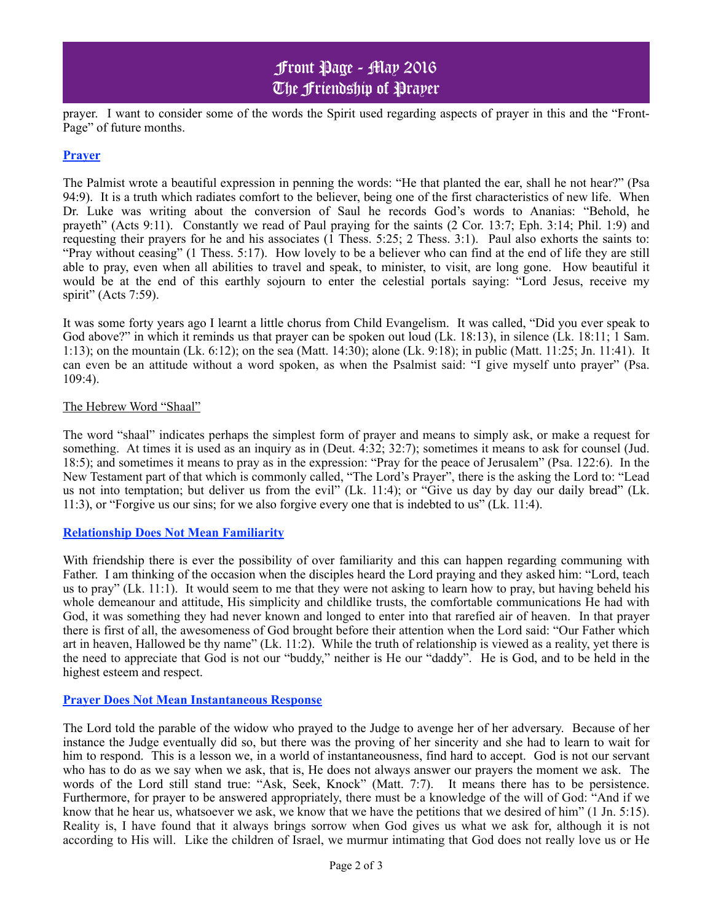prayer. I want to consider some of the words the Spirit used regarding aspects of prayer in this and the "Front-Page" of future months.

## Prayer

The Palmist wrote a beautiful expression in penning the words: "He that planted the ear, shall he not hear?" (Psa 94:9). It is a truth which radiates comfort to the believer, being one of the first characteristics of new life. When Dr. Luke was writing about the conversion of Saul he records God's words to Ananias: "Behold, he prayeth" (Acts 9:11). Constantly we read of Paul praying for the saints (2 Cor. 13:7; Eph. 3:14; Phil. 1:9) and requesting their prayers for he and his associates (1 Thess. 5:25; 2 Thess. 3:1). Paul also exhorts the saints to: "Pray without ceasing" (1 Thess. 5:17). How lovely to be a believer who can find at the end of life they are still able to pray, even when all abilities to travel and speak, to minister, to visit, are long gone. How beautiful it would be at the end of this earthly sojourn to enter the celestial portals saying: "Lord Jesus, receive my spirit" (Acts 7:59).

It was some forty years ago I learnt a little chorus from Child Evangelism. It was called, "Did you ever speak to God above?" in which it reminds us that prayer can be spoken out loud (Lk. 18:13), in silence (Lk. 18:11; 1 Sam. 1:13); on the mountain (Lk. 6:12); on the sea (Matt. 14:30); alone (Lk. 9:18); in public (Matt. 11:25; Jn. 11:41). It can even be an attitude without a word spoken, as when the Psalmist said: "I give myself unto prayer" (Psa. 109:4).

### The Hebrew Word "Shaal"

The word "shaal" indicates perhaps the simplest form of prayer and means to simply ask, or make a request for something. At times it is used as an inquiry as in (Deut. 4:32; 32:7); sometimes it means to ask for counsel (Jud. 18:5); and sometimes it means to pray as in the expression: "Pray for the peace of Jerusalem" (Psa. 122:6). In the New Testament part of that which is commonly called, "The Lord's Prayer", there is the asking the Lord to: "Lead us not into temptation; but deliver us from the evil" (Lk. 11:4); or "Give us day by day our daily bread" (Lk. 11:3), or "Forgive us our sins; for we also forgive every one that is indebted to us" (Lk. 11:4).

## Relationship Does Not Mean Familiarity

With friendship there is ever the possibility of over familiarity and this can happen regarding communing with Father. I am thinking of the occasion when the disciples heard the Lord praying and they asked him: "Lord, teach us to pray" (Lk. 11:1). It would seem to me that they were not asking to learn how to pray, but having beheld his whole demeanour and attitude, His simplicity and childlike trusts, the comfortable communications He had with God, it was something they had never known and longed to enter into that rarefied air of heaven. In that prayer there is first of all, the awesomeness of God brought before their attention when the Lord said: "Our Father which art in heaven, Hallowed be thy name" (Lk. 11:2). While the truth of relationship is viewed as a reality, yet there is the need to appreciate that God is not our "buddy," neither is He our "daddy". He is God, and to be held in the highest esteem and respect.

## Prayer Does Not Mean Instantaneous Response

The Lord told the parable of the widow who prayed to the Judge to avenge her of her adversary. Because of her instance the Judge eventually did so, but there was the proving of her sincerity and she had to learn to wait for him to respond. This is a lesson we, in a world of instantaneousness, find hard to accept. God is not our servant who has to do as we say when we ask, that is, He does not always answer our prayers the moment we ask. The words of the Lord still stand true: "Ask, Seek, Knock" (Matt. 7:7). It means there has to be persistence. Furthermore, for prayer to be answered appropriately, there must be a knowledge of the will of God: "And if we know that he hear us, whatsoever we ask, we know that we have the petitions that we desired of him" (1 Jn. 5:15). Reality is, I have found that it always brings sorrow when God gives us what we ask for, although it is not according to His will. Like the children of Israel, we murmur intimating that God does not really love us or He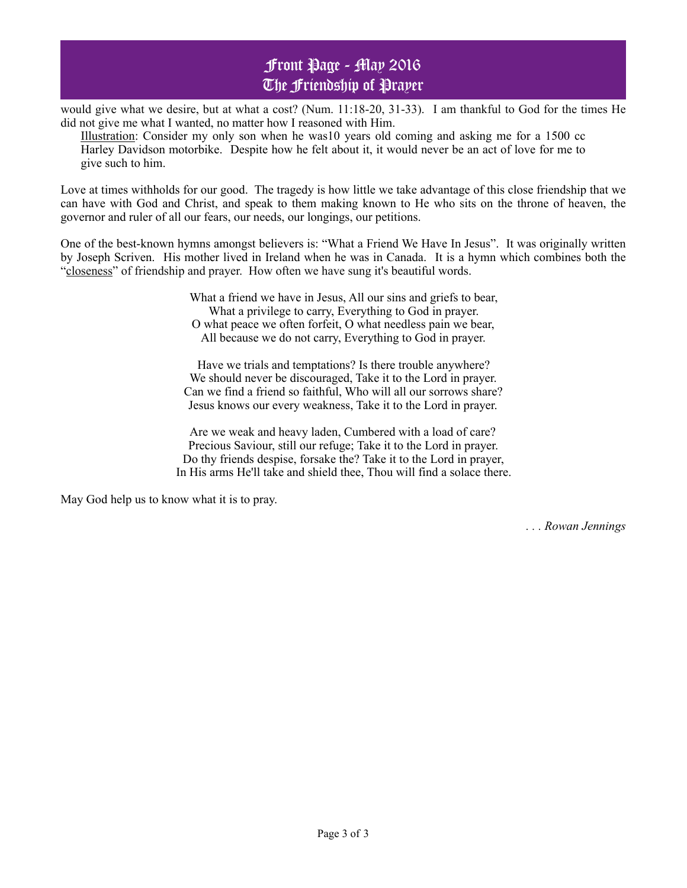would give what we desire, but at what a cost? (Num. 11:18-20, 31-33). I am thankful to God for the times He did not give me what I wanted, no matter how I reasoned with Him.

> Illustration: Consider my only son when he was10 years old coming and asking me for a 1500 cc Harley Davidson motorbike. Despite how he felt about it, it would never be an act of love for me to give such to him.

Love at times withholds for our good. The tragedy is how little we take advantage of this close friendship that we can have with God and Christ, and speak to them making known to He who sits on the throne of heaven, the governor and ruler of all our fears, our needs, our longings, our petitions.

One of the best-known hymns amongst believers is: "What a Friend We Have In Jesus". It was originally written by Joseph Scriven. His mother lived in Ireland when he was in Canada. It is a hymn which combines both the "closeness" of friendship and prayer. How often we have sung it's beautiful words.

What a friend we have in Jesus, All our sins and griefs to bear,
What a privilege to carry, Everything to God in prayer.
O what peace we often forfeit, O what needless pain we bear,
All because we do not carry, Everything to God in prayer.

Have we trials and temptations? Is there trouble anywhere?
We should never be discouraged, Take it to the Lord in prayer.
Can we find a friend so faithful, Who will all our sorrows share?
Jesus knows our every weakness, Take it to the Lord in prayer.

Are we weak and heavy laden, Cumbered with a load of care?
Precious Saviour, still our refuge; Take it to the Lord in prayer.
Do thy friends despise, forsake the? Take it to the Lord in prayer,
In His arms He'll take and shield thee, Thou will find a solace there.

May God help us to know what it is to pray.

*. . . Rowan Jennings*